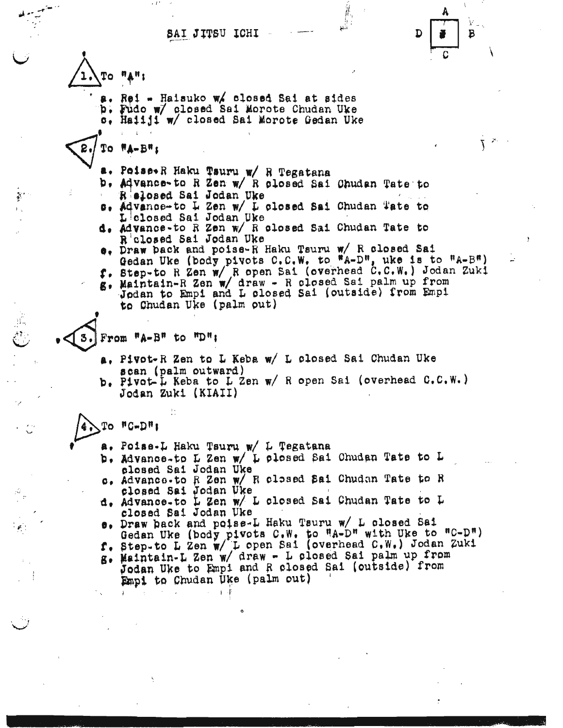# SAI JITSU ICHI

D | A | B | C

## 1. To "A":

a. Rei - Haisuko w/ closed Sai at sides
b. Fudo w/ closed Sai Morote Chudan Uke
c. Haiiji w/ closed Sai Morote Gedan Uke

## 2. To "A-B":

a. Poise-R Haku Tsuru w/ R Tegatana
b. Advance-to R Zen w/ R closed Sai Chudan Tate to R closed Sai Jodan Uke
c. Advance-to L Zen w/ L closed Sai Chudan Tate to L closed Sai Jodan Uke
d. Advance-to R Zen w/ R closed Sai Chudan Tate to R closed Sai Jodan Uke
e. Draw back and poise-R Haku Tsuru w/ R closed Sai Gedan Uke (body pivots C.C.W. to "A-D", uke is to "A-B")
f. Step-to R Zen w/ R open Sai (overhead C.C.W.) Jodan Zuki
g. Maintain-R Zen w/ draw - R closed Sai palm up from Jodan to Empi and L closed Sai (outside) from Empi to Chudan Uke (palm out)

## 3. From "A-B" to "D":

a. Pivot-R Zen to L Keba w/ L closed Sai Chudan Uke scan (palm outward)
b. Pivot-L Keba to L Zen w/ R open Sai (overhead C.C.W.) Jodan Zuki (KIAII)

## 4. To "C-D":

a. Poise-L Haku Tsuru w/ L Tegatana
b. Advance-to L Zen w/ L closed Sai Chudan Tate to L closed Sai Jodan Uke
c. Advance-to R Zen w/ R closed Sai Chudan Tate to R closed Sai Jodan Uke
d. Advance-to L Zen w/ L closed Sai Chudan Tate to L closed Sai Jodan Uke
e. Draw back and poise-L Haku Tsuru w/ L closed Sai Gedan Uke (body pivots C.W. to "A-D" with Uke to "C-D")
f. Step-to L Zen w/ L open Sai (overhead C.W.) Jodan Zuki
g. Maintain-L Zen w/ draw - L closed Sai palm up from Jodan Uke to Empi and R closed Sai (outside) from Empi to Chudan Uke (palm out)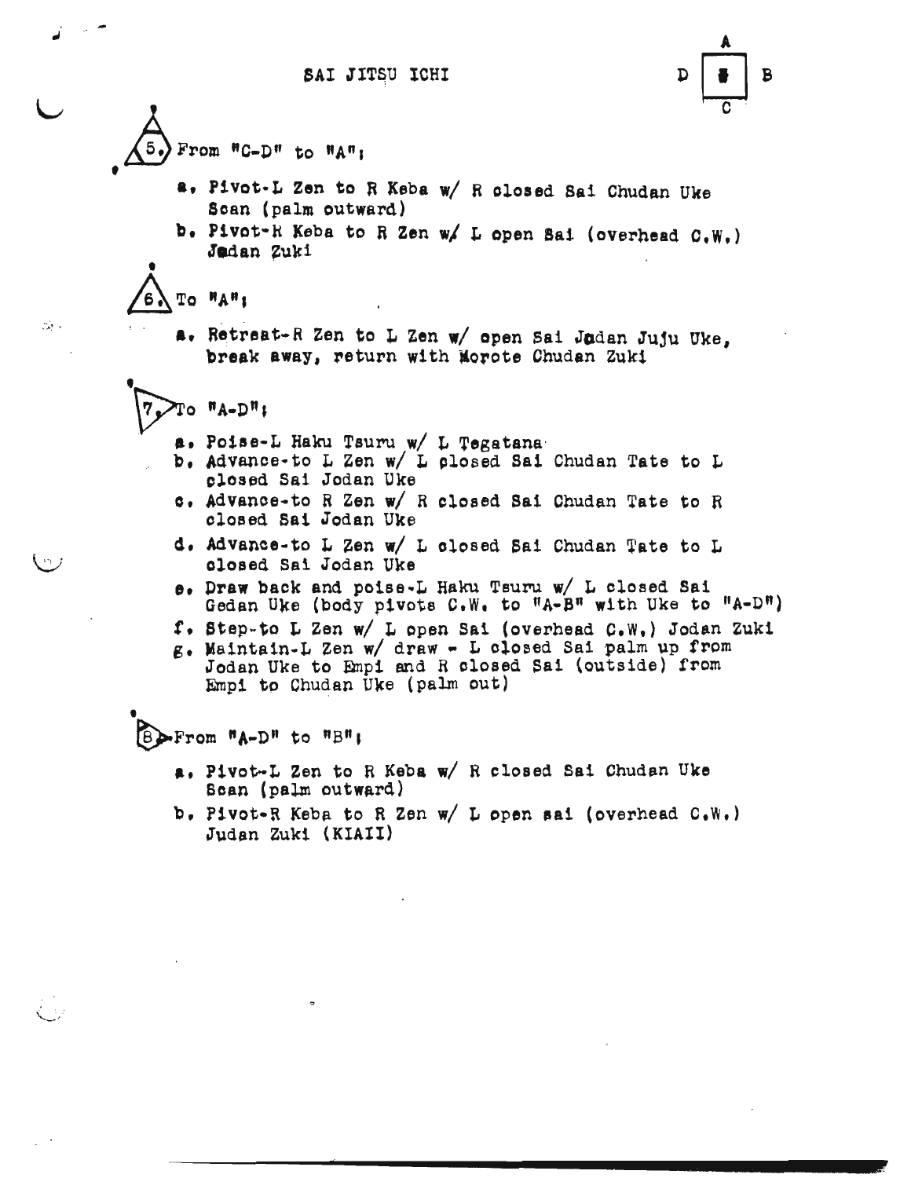# SAI JITSU ICHI

(Diagram: square with A at top, B at right, C at bottom, D at left)

**5.** From "C-D" to "A";

- a. Pivot-L Zen to R Keba w/ R closed Sai Chudan Uke Scan (palm outward)
- b. Pivot-R Keba to R Zen w/ L open Sai (overhead C.W.) Jedan Zuki

**6.** To "A";

- a. Retreat-R Zen to L Zen w/ open Sai Jodan Juju Uke, break away, return with Morote Chudan Zuki

**7.** To "A-D";

- a. Poise-L Haku Tsuru w/ L Tegatana
- b. Advance-to L Zen w/ L closed Sai Chudan Tate to L closed Sai Jodan Uke
- c. Advance-to R Zen w/ R closed Sai Chudan Tate to R closed Sai Jodan Uke
- d. Advance-to L Zen w/ L closed Sai Chudan Tate to L closed Sai Jodan Uke
- e. Draw back and poise-L Haku Tsuru w/ L closed Sai Gedan Uke (body pivots C.W. to "A-B" with Uke to "A-D")
- f. Step-to L Zen w/ L open Sai (overhead C.W.) Jodan Zuki
- g. Maintain-L Zen w/ draw - L closed Sai palm up from Jodan Uke to Empi and R closed Sai (outside) from Empi to Chudan Uke (palm out)

**8.** From "A-D" to "B";

- a. Pivot-L Zen to R Keba w/ R closed Sai Chudan Uke Scan (palm outward)
- b. Pivot-R Keba to R Zen w/ L open sai (overhead C.W.) Judan Zuki (KIAI!)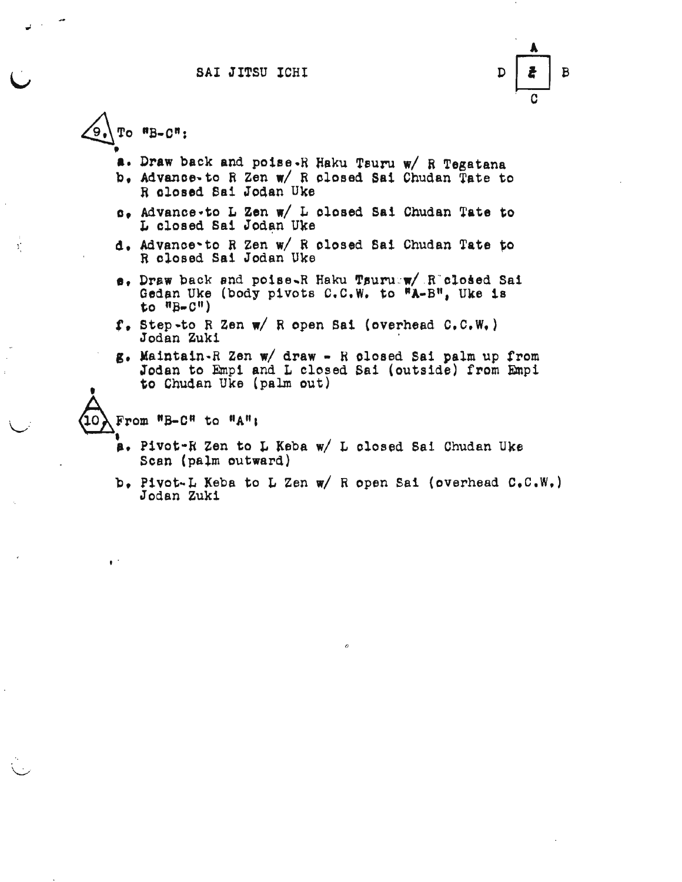# SAI JITSU ICHI

|   | A |   |
|---|---|---|
| D | ई | B |
|   | C |   |

**9.** To "B-C":

- a. Draw back and poise-R Haku Tsuru w/ R Tegatana
- b. Advance-to R Zen w/ R closed Sai Chudan Tate to R closed Sai Jodan Uke
- c. Advance-to L Zen w/ L closed Sai Chudan Tate to L closed Sai Jodan Uke
- d. Advance-to R Zen w/ R closed Sai Chudan Tate to R closed Sai Jodan Uke
- e. Draw back and poise-R Haku Tsuru w/ R closed Sai Gedan Uke (body pivots C.C.W. to "A-B", Uke is to "B-C")
- f. Step-to R Zen w/ R open Sai (overhead C.C.W.) Jodan Zuki
- g. Maintain-R Zen w/ draw - R closed Sai palm up from Jodan to Empi and L closed Sai (outside) from Empi to Chudan Uke (palm out)

**10.** From "B-C" to "A":

- a. Pivot-R Zen to L Keba w/ L closed Sai Chudan Uke Scan (palm outward)
- b. Pivot-L Keba to L Zen w/ R open Sai (overhead C.C.W.) Jodan Zuki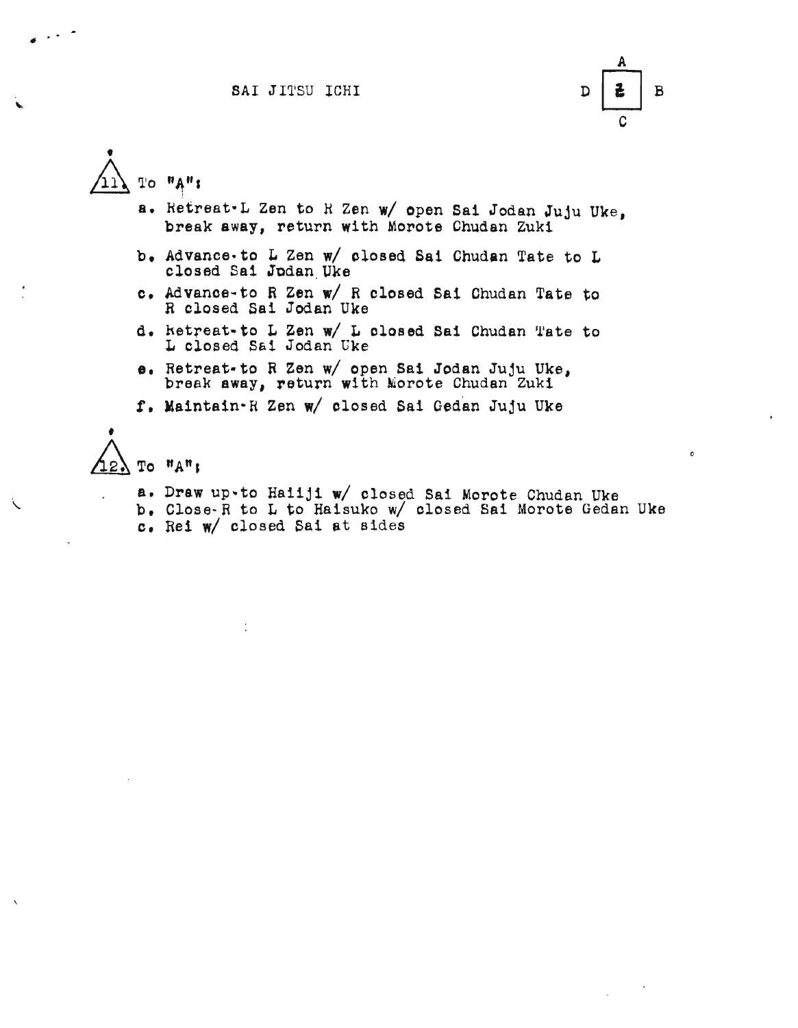SAI JITSU ICHI

A
D | 2 | B
C

11 To "A":

a. Retreat-L Zen to R Zen w/ open Sai Jodan Juju Uke, break away, return with Morote Chudan Zuki

b. Advance-to L Zen w/ closed Sai Chudan Tate to L closed Sai Jodan Uke

c. Advance-to R Zen w/ R closed Sai Chudan Tate to R closed Sai Jodan Uke

d. Retreat-to L Zen w/ L closed Sai Chudan Tate to L closed Sai Jodan Uke

e. Retreat-to R Zen w/ open Sai Jodan Juju Uke, break away, return with Morote Chudan Zuki

f. Maintain-R Zen w/ closed Sai Gedan Juju Uke

12 To "A":

a. Draw up-to Haiiji w/ closed Sai Morote Chudan Uke
b. Close-R to L to Haisuko w/ closed Sai Morote Gedan Uke
c. Rei w/ closed Sai at sides